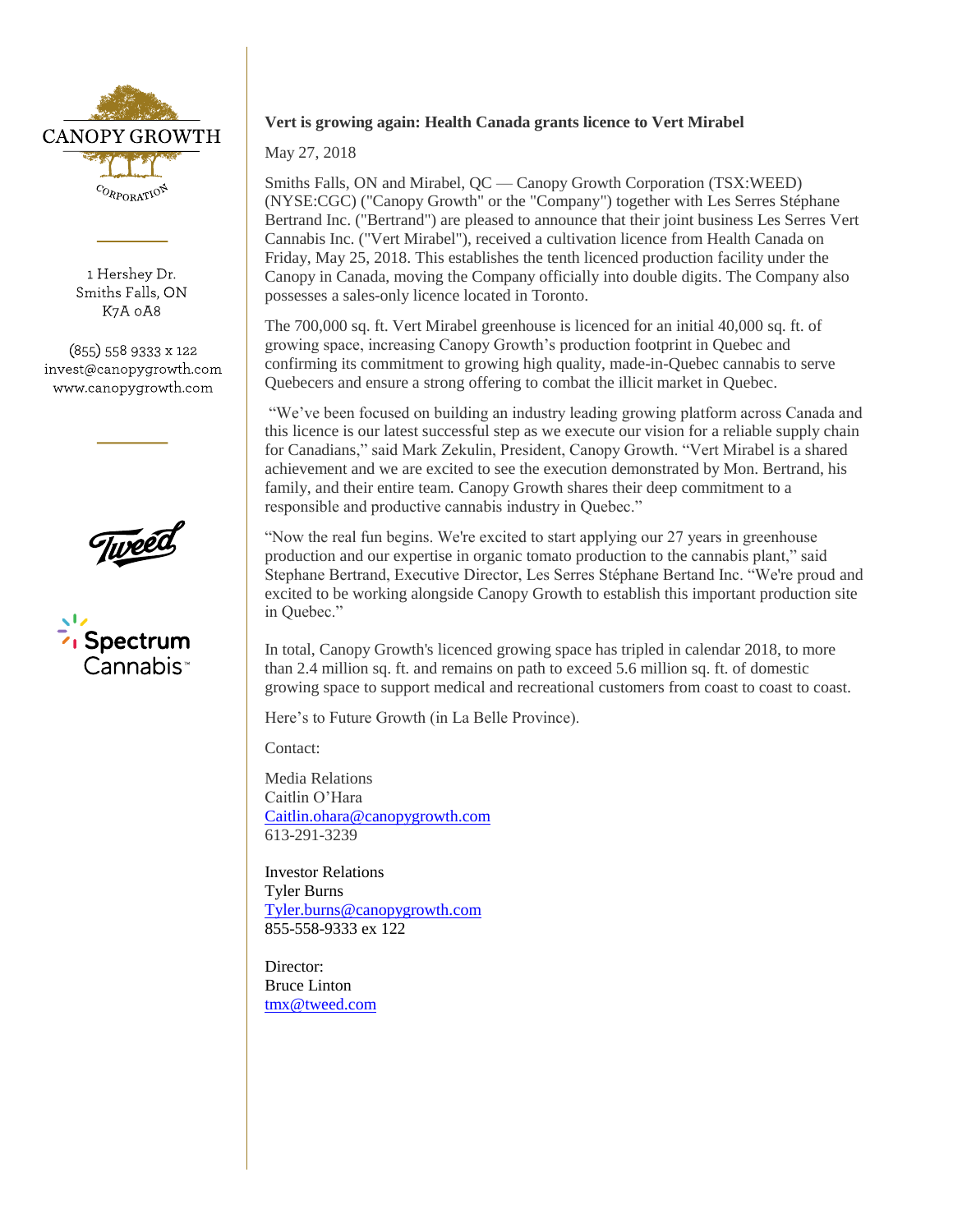CANOPY GROWTH CORPORATION

1 Hershey Dr.
Smiths Falls, ON
K7A 0A8

(855) 558 9333 x 122
invest@canopygrowth.com
www.canopygrowth.com

**Vert is growing again: Health Canada grants licence to Vert Mirabel**

May 27, 2018

Smiths Falls, ON and Mirabel, QC — Canopy Growth Corporation (TSX:WEED) (NYSE:CGC) ("Canopy Growth" or the "Company") together with Les Serres Stéphane Bertrand Inc. ("Bertrand") are pleased to announce that their joint business Les Serres Vert Cannabis Inc. ("Vert Mirabel"), received a cultivation licence from Health Canada on Friday, May 25, 2018. This establishes the tenth licenced production facility under the Canopy in Canada, moving the Company officially into double digits. The Company also possesses a sales-only licence located in Toronto.

The 700,000 sq. ft. Vert Mirabel greenhouse is licenced for an initial 40,000 sq. ft. of growing space, increasing Canopy Growth's production footprint in Quebec and confirming its commitment to growing high quality, made-in-Quebec cannabis to serve Quebecers and ensure a strong offering to combat the illicit market in Quebec.

"We've been focused on building an industry leading growing platform across Canada and this licence is our latest successful step as we execute our vision for a reliable supply chain for Canadians," said Mark Zekulin, President, Canopy Growth. "Vert Mirabel is a shared achievement and we are excited to see the execution demonstrated by Mon. Bertrand, his family, and their entire team. Canopy Growth shares their deep commitment to a responsible and productive cannabis industry in Quebec."

"Now the real fun begins. We're excited to start applying our 27 years in greenhouse production and our expertise in organic tomato production to the cannabis plant," said Stephane Bertrand, Executive Director, Les Serres Stéphane Bertand Inc. "We're proud and excited to be working alongside Canopy Growth to establish this important production site in Quebec."

In total, Canopy Growth's licenced growing space has tripled in calendar 2018, to more than 2.4 million sq. ft. and remains on path to exceed 5.6 million sq. ft. of domestic growing space to support medical and recreational customers from coast to coast.

Here's to Future Growth (in La Belle Province).

Contact:

Media Relations
Caitlin O'Hara
Caitlin.ohara@canopygrowth.com
613-291-3239

Investor Relations
Tyler Burns
Tyler.burns@canopygrowth.com
855-558-9333 ex 122

Director:
Bruce Linton
tmx@tweed.com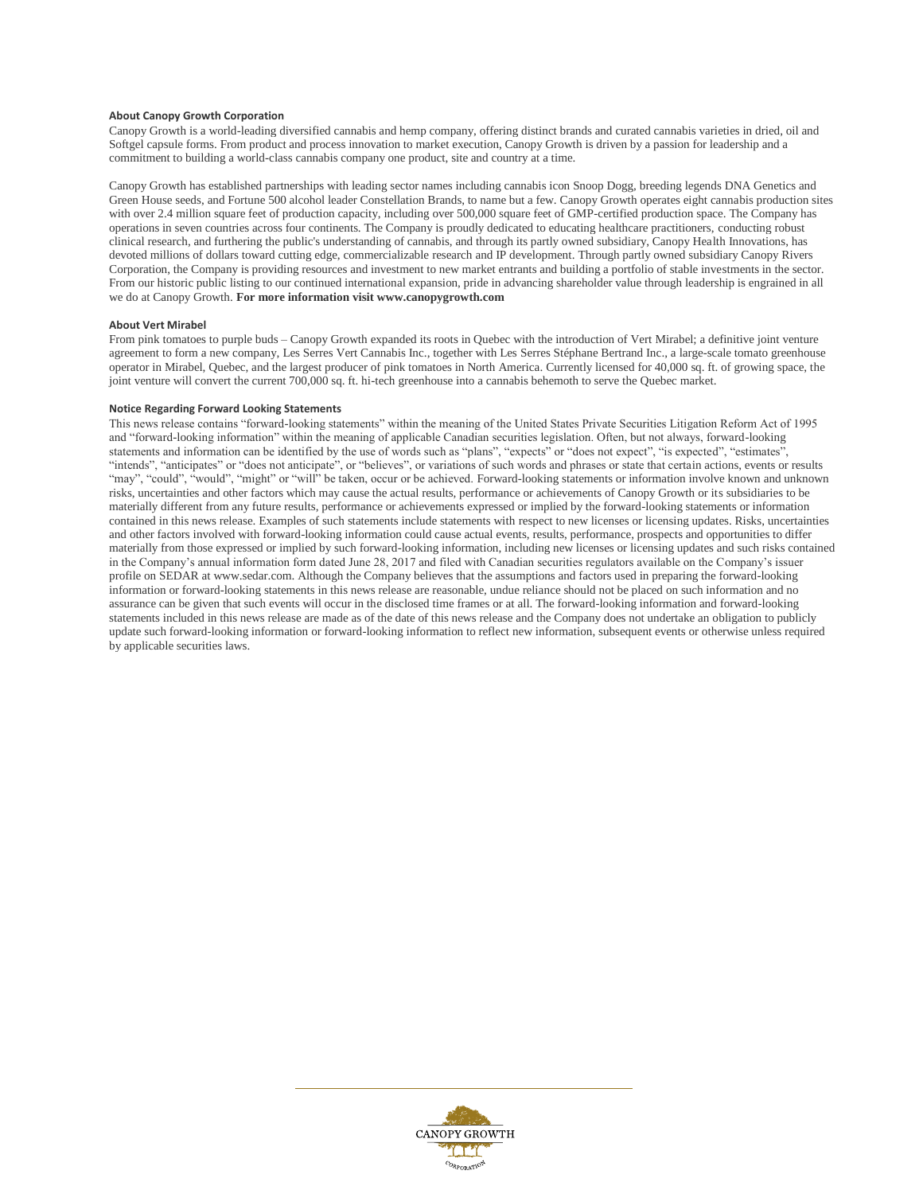### About Canopy Growth Corporation

Canopy Growth is a world-leading diversified cannabis and hemp company, offering distinct brands and curated cannabis varieties in dried, oil and Softgel capsule forms. From product and process innovation to market execution, Canopy Growth is driven by a passion for leadership and a commitment to building a world-class cannabis company one product, site and country at a time.

Canopy Growth has established partnerships with leading sector names including cannabis icon Snoop Dogg, breeding legends DNA Genetics and Green House seeds, and Fortune 500 alcohol leader Constellation Brands, to name but a few. Canopy Growth operates eight cannabis production sites with over 2.4 million square feet of production capacity, including over 500,000 square feet of GMP-certified production space. The Company has operations in seven countries across four continents. The Company is proudly dedicated to educating healthcare practitioners, conducting robust clinical research, and furthering the public's understanding of cannabis, and through its partly owned subsidiary, Canopy Health Innovations, has devoted millions of dollars toward cutting edge, commercializable research and IP development. Through partly owned subsidiary Canopy Rivers Corporation, the Company is providing resources and investment to new market entrants and building a portfolio of stable investments in the sector. From our historic public listing to our continued international expansion, pride in advancing shareholder value through leadership is engrained in all we do at Canopy Growth. **For more information visit www.canopygrowth.com**

### About Vert Mirabel

From pink tomatoes to purple buds – Canopy Growth expanded its roots in Quebec with the introduction of Vert Mirabel; a definitive joint venture agreement to form a new company, Les Serres Vert Cannabis Inc., together with Les Serres Stéphane Bertrand Inc., a large-scale tomato greenhouse operator in Mirabel, Quebec, and the largest producer of pink tomatoes in North America. Currently licensed for 40,000 sq. ft. of growing space, the joint venture will convert the current 700,000 sq. ft. hi-tech greenhouse into a cannabis behemoth to serve the Quebec market.

### Notice Regarding Forward Looking Statements

This news release contains "forward-looking statements" within the meaning of the United States Private Securities Litigation Reform Act of 1995 and "forward-looking information" within the meaning of applicable Canadian securities legislation. Often, but not always, forward-looking statements and information can be identified by the use of words such as "plans", "expects" or "does not expect", "is expected", "estimates", "intends", "anticipates" or "does not anticipate", or "believes", or variations of such words and phrases or state that certain actions, events or results "may", "could", "would", "might" or "will" be taken, occur or be achieved. Forward-looking statements or information involve known and unknown risks, uncertainties and other factors which may cause the actual results, performance or achievements of Canopy Growth or its subsidiaries to be materially different from any future results, performance or achievements expressed or implied by the forward-looking statements or information contained in this news release. Examples of such statements include statements with respect to new licenses or licensing updates. Risks, uncertainties and other factors involved with forward-looking information could cause actual events, results, performance, prospects and opportunities to differ materially from those expressed or implied by such forward-looking information, including new licenses or licensing updates and such risks contained in the Company's annual information form dated June 28, 2017 and filed with Canadian securities regulators available on the Company's issuer profile on SEDAR at www.sedar.com. Although the Company believes that the assumptions and factors used in preparing the forward-looking information or forward-looking statements in this news release are reasonable, undue reliance should not be placed on such information and no assurance can be given that such events will occur in the disclosed time frames or at all. The forward-looking information and forward-looking statements included in this news release are made as of the date of this news release and the Company does not undertake an obligation to publicly update such forward-looking information or forward-looking information to reflect new information, subsequent events or otherwise unless required by applicable securities laws.